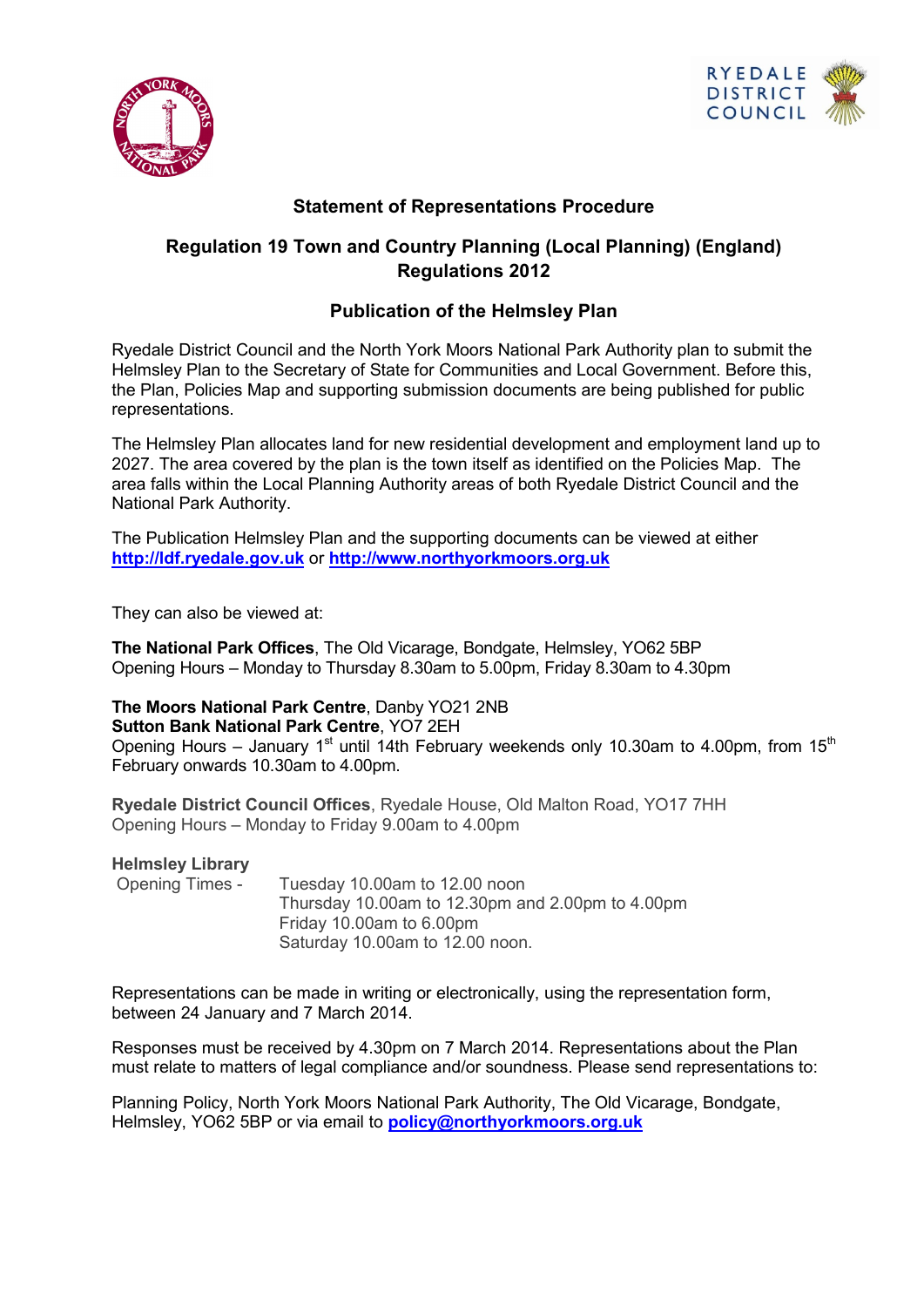## Statement of Representations Procedure

## Regulation 19 Town and Country Planning (Local Planning) (England) Regulations 2012

## Publication of the Helmsley Plan

Ryedale District Council and the North York Moors National Park Authority plan to submit the Helmsley Plan to the Secretary of State for Communities and Local Government. Before this, the Plan, Policies Map and supporting submission documents are being published for public representations.

The Helmsley Plan allocates land for new residential development and employment land up to 2027. The area covered by the plan is the town itself as identified on the Policies Map. The area falls within the Local Planning Authority areas of both Ryedale District Council and the National Park Authority.

The Publication Helmsley Plan and the supporting documents can be viewed at either **http://ldf.ryedale.gov.uk** or **http://www.northyorkmoors.org.uk**

They can also be viewed at:

**The National Park Offices**, The Old Vicarage, Bondgate, Helmsley, YO62 5BP
Opening Hours – Monday to Thursday 8.30am to 5.00pm, Friday 8.30am to 4.30pm

**The Moors National Park Centre**, Danby YO21 2NB
**Sutton Bank National Park Centre**, YO7 2EH
Opening Hours – January 1st until 14th February weekends only 10.30am to 4.00pm, from 15th February onwards 10.30am to 4.00pm.

**Ryedale District Council Offices**, Ryedale House, Old Malton Road, YO17 7HH
Opening Hours – Monday to Friday 9.00am to 4.00pm

**Helmsley Library**
Opening Times - Tuesday 10.00am to 12.00 noon
Thursday 10.00am to 12.30pm and 2.00pm to 4.00pm
Friday 10.00am to 6.00pm
Saturday 10.00am to 12.00 noon.

Representations can be made in writing or electronically, using the representation form, between 24 January and 7 March 2014.

Responses must be received by 4.30pm on 7 March 2014. Representations about the Plan must relate to matters of legal compliance and/or soundness. Please send representations to:

Planning Policy, North York Moors National Park Authority, The Old Vicarage, Bondgate, Helmsley, YO62 5BP or via email to **policy@northyorkmoors.org.uk**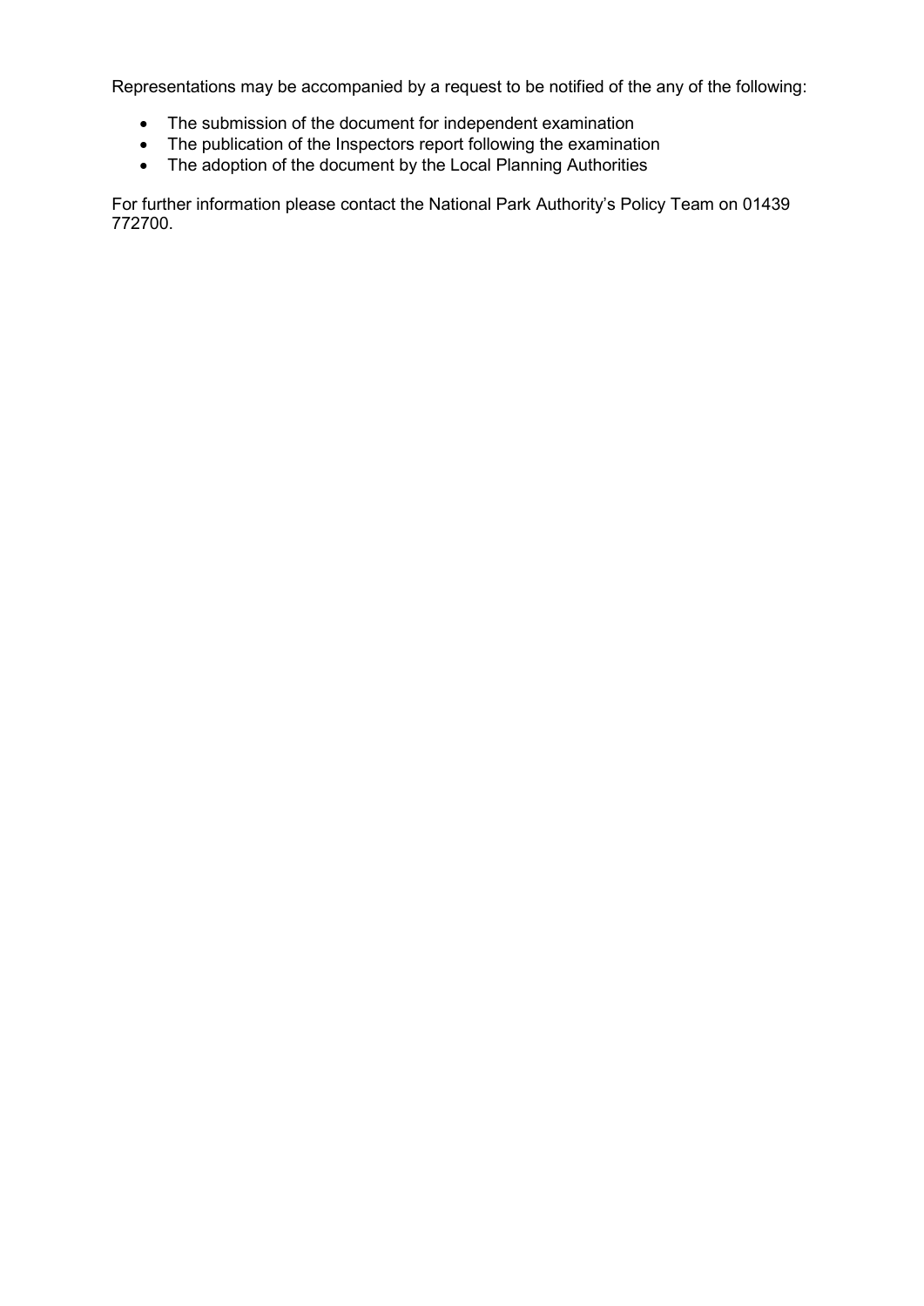Representations may be accompanied by a request to be notified of the any of the following:

- The submission of the document for independent examination
- The publication of the Inspectors report following the examination
- The adoption of the document by the Local Planning Authorities

For further information please contact the National Park Authority's Policy Team on 01439 772700.